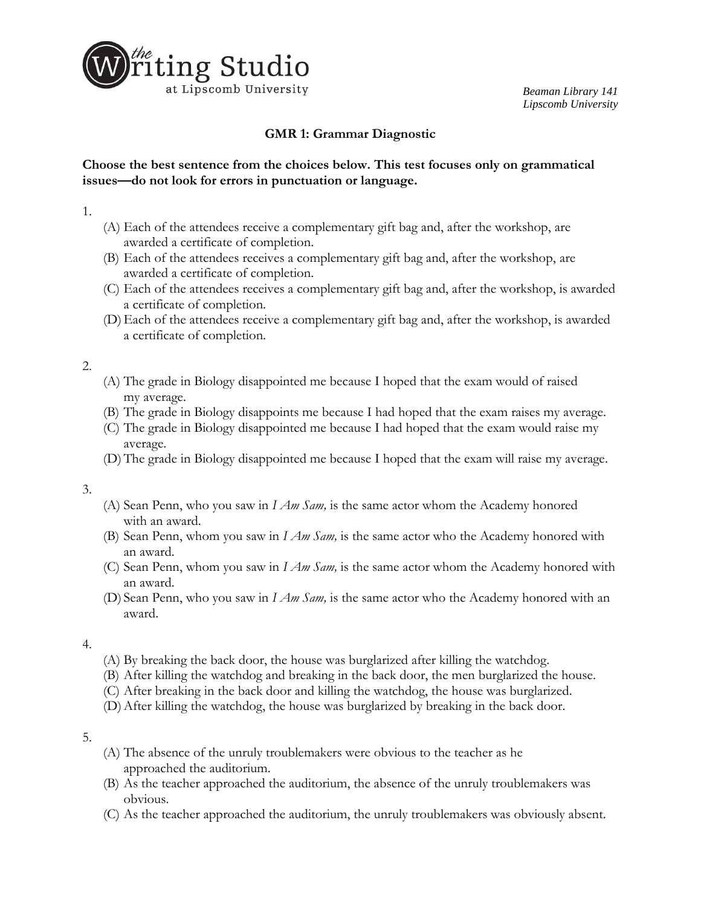the Writing Studio at Lipscomb University

*Beaman Library 141*
*Lipscomb University*

# GMR 1: Grammar Diagnostic

**Choose the best sentence from the choices below. This test focuses only on grammatical issues—do not look for errors in punctuation or language.**

1.
   (A) Each of the attendees receive a complementary gift bag and, after the workshop, are awarded a certificate of completion.
   (B) Each of the attendees receives a complementary gift bag and, after the workshop, are awarded a certificate of completion.
   (C) Each of the attendees receives a complementary gift bag and, after the workshop, is awarded a certificate of completion.
   (D) Each of the attendees receive a complementary gift bag and, after the workshop, is awarded a certificate of completion.

2.
   (A) The grade in Biology disappointed me because I hoped that the exam would of raised my average.
   (B) The grade in Biology disappoints me because I had hoped that the exam raises my average.
   (C) The grade in Biology disappointed me because I had hoped that the exam would raise my average.
   (D) The grade in Biology disappointed me because I hoped that the exam will raise my average.

3.
   (A) Sean Penn, who you saw in *I Am Sam,* is the same actor whom the Academy honored with an award.
   (B) Sean Penn, whom you saw in *I Am Sam,* is the same actor who the Academy honored with an award.
   (C) Sean Penn, whom you saw in *I Am Sam,* is the same actor whom the Academy honored with an award.
   (D) Sean Penn, who you saw in *I Am Sam,* is the same actor who the Academy honored with an award.

4.
   (A) By breaking the back door, the house was burglarized after killing the watchdog.
   (B) After killing the watchdog and breaking in the back door, the men burglarized the house.
   (C) After breaking in the back door and killing the watchdog, the house was burglarized.
   (D) After killing the watchdog, the house was burglarized by breaking in the back door.

5.
   (A) The absence of the unruly troublemakers were obvious to the teacher as he approached the auditorium.
   (B) As the teacher approached the auditorium, the absence of the unruly troublemakers was obvious.
   (C) As the teacher approached the auditorium, the unruly troublemakers was obviously absent.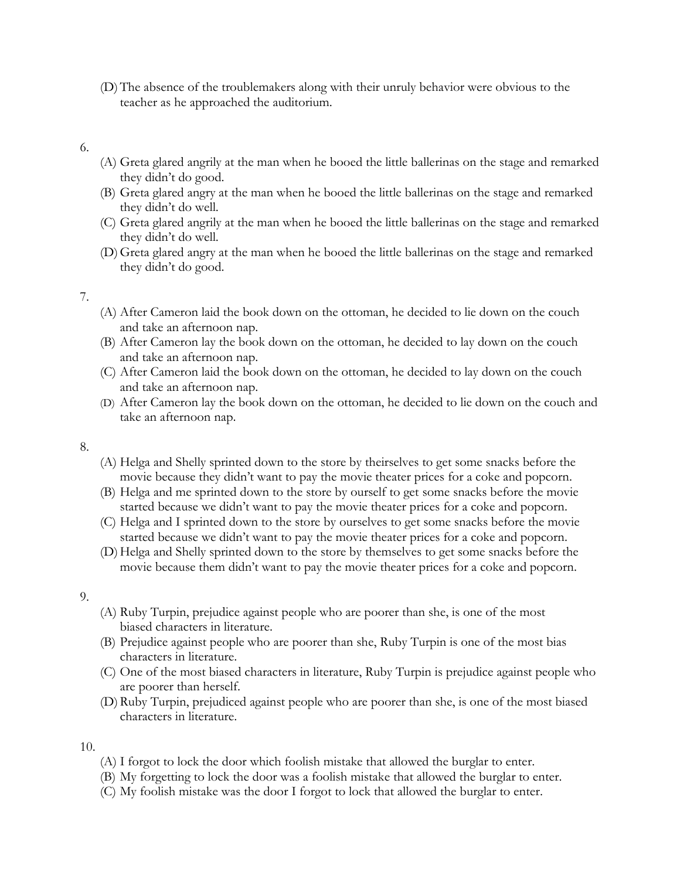(D) The absence of the troublemakers along with their unruly behavior were obvious to the teacher as he approached the auditorium.

6.

(A) Greta glared angrily at the man when he booed the little ballerinas on the stage and remarked they didn't do good.
(B) Greta glared angry at the man when he booed the little ballerinas on the stage and remarked they didn't do well.
(C) Greta glared angrily at the man when he booed the little ballerinas on the stage and remarked they didn't do well.
(D) Greta glared angry at the man when he booed the little ballerinas on the stage and remarked they didn't do good.

7.

(A) After Cameron laid the book down on the ottoman, he decided to lie down on the couch and take an afternoon nap.
(B) After Cameron lay the book down on the ottoman, he decided to lay down on the couch and take an afternoon nap.
(C) After Cameron laid the book down on the ottoman, he decided to lay down on the couch and take an afternoon nap.
(D) After Cameron lay the book down on the ottoman, he decided to lie down on the couch and take an afternoon nap.

8.

(A) Helga and Shelly sprinted down to the store by theirselves to get some snacks before the movie because they didn't want to pay the movie theater prices for a coke and popcorn.
(B) Helga and me sprinted down to the store by ourself to get some snacks before the movie started because we didn't want to pay the movie theater prices for a coke and popcorn.
(C) Helga and I sprinted down to the store by ourselves to get some snacks before the movie started because we didn't want to pay the movie theater prices for a coke and popcorn.
(D) Helga and Shelly sprinted down to the store by themselves to get some snacks before the movie because them didn't want to pay the movie theater prices for a coke and popcorn.

9.

(A) Ruby Turpin, prejudice against people who are poorer than she, is one of the most biased characters in literature.
(B) Prejudice against people who are poorer than she, Ruby Turpin is one of the most bias characters in literature.
(C) One of the most biased characters in literature, Ruby Turpin is prejudice against people who are poorer than herself.
(D) Ruby Turpin, prejudiced against people who are poorer than she, is one of the most biased characters in literature.

10.

(A) I forgot to lock the door which foolish mistake that allowed the burglar to enter.
(B) My forgetting to lock the door was a foolish mistake that allowed the burglar to enter.
(C) My foolish mistake was the door I forgot to lock that allowed the burglar to enter.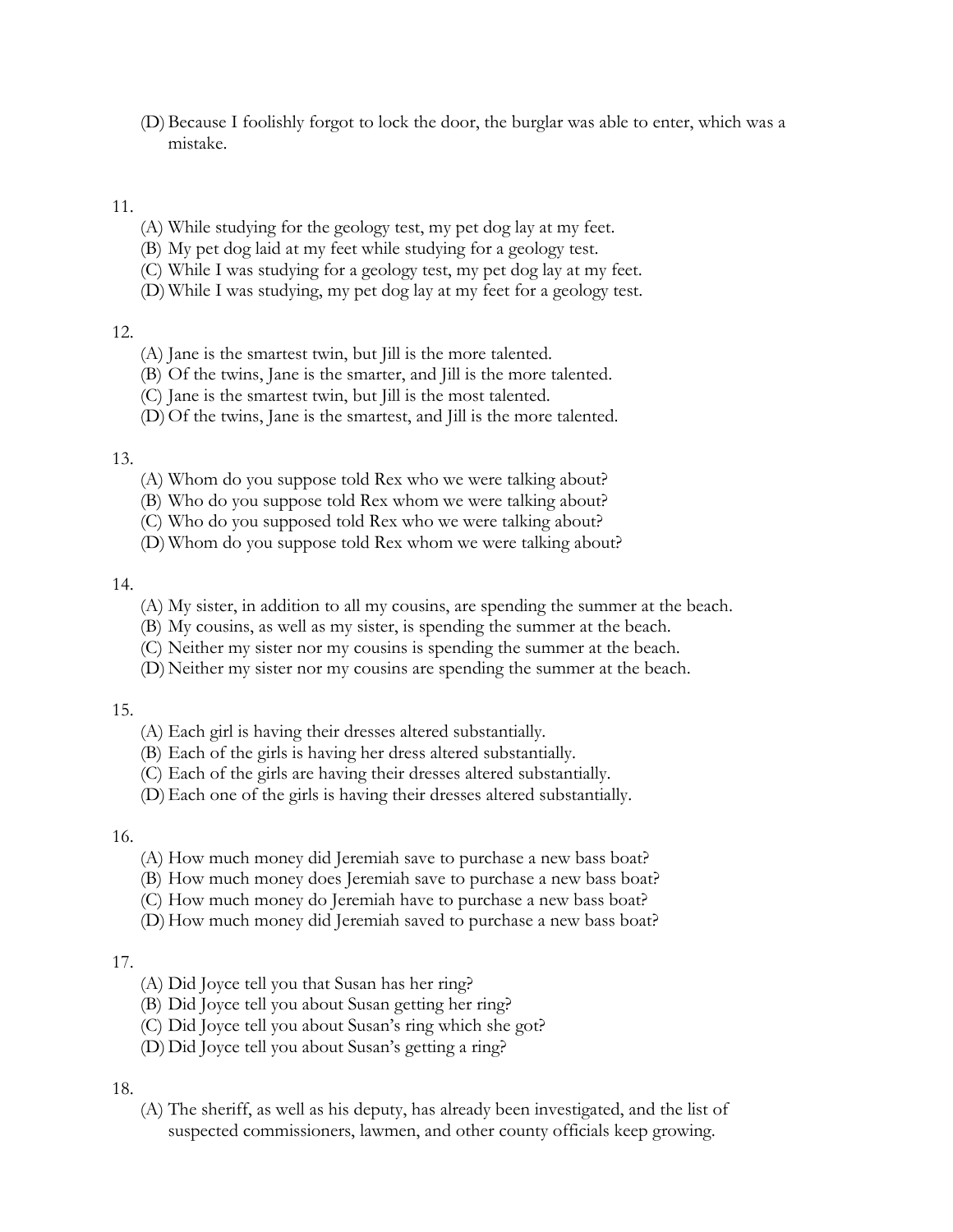(D) Because I foolishly forgot to lock the door, the burglar was able to enter, which was a mistake.

11.

(A) While studying for the geology test, my pet dog lay at my feet.
(B) My pet dog laid at my feet while studying for a geology test.
(C) While I was studying for a geology test, my pet dog lay at my feet.
(D) While I was studying, my pet dog lay at my feet for a geology test.

12.

(A) Jane is the smartest twin, but Jill is the more talented.
(B) Of the twins, Jane is the smarter, and Jill is the more talented.
(C) Jane is the smartest twin, but Jill is the most talented.
(D) Of the twins, Jane is the smartest, and Jill is the more talented.

13.

(A) Whom do you suppose told Rex who we were talking about?
(B) Who do you suppose told Rex whom we were talking about?
(C) Who do you supposed told Rex who we were talking about?
(D) Whom do you suppose told Rex whom we were talking about?

14.

(A) My sister, in addition to all my cousins, are spending the summer at the beach.
(B) My cousins, as well as my sister, is spending the summer at the beach.
(C) Neither my sister nor my cousins is spending the summer at the beach.
(D) Neither my sister nor my cousins are spending the summer at the beach.

15.

(A) Each girl is having their dresses altered substantially.
(B) Each of the girls is having her dress altered substantially.
(C) Each of the girls are having their dresses altered substantially.
(D) Each one of the girls is having their dresses altered substantially.

16.

(A) How much money did Jeremiah save to purchase a new bass boat?
(B) How much money does Jeremiah save to purchase a new bass boat?
(C) How much money do Jeremiah have to purchase a new bass boat?
(D) How much money did Jeremiah saved to purchase a new bass boat?

17.

(A) Did Joyce tell you that Susan has her ring?
(B) Did Joyce tell you about Susan getting her ring?
(C) Did Joyce tell you about Susan's ring which she got?
(D) Did Joyce tell you about Susan's getting a ring?

18.

(A) The sheriff, as well as his deputy, has already been investigated, and the list of suspected commissioners, lawmen, and other county officials keep growing.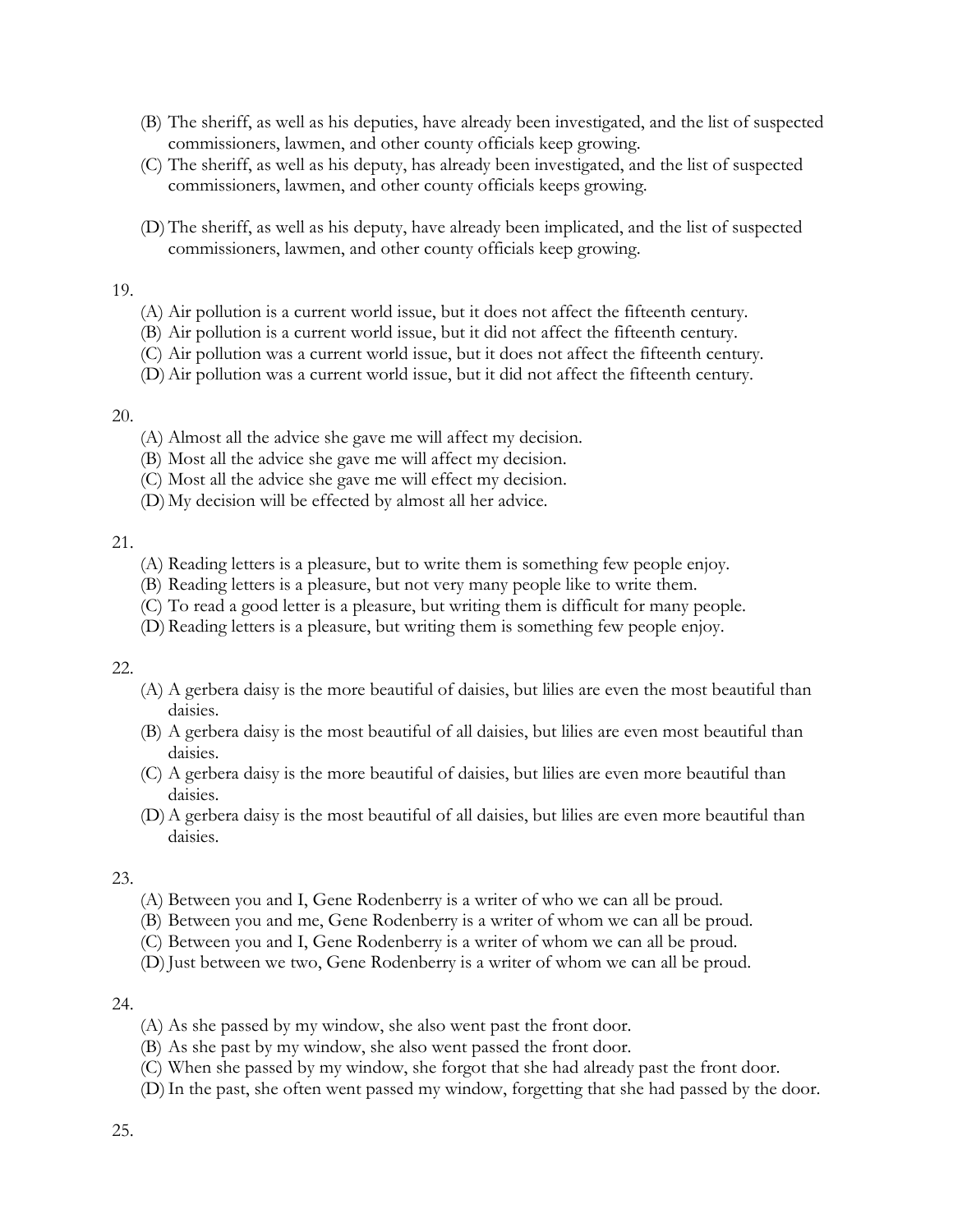(B) The sheriff, as well as his deputies, have already been investigated, and the list of suspected commissioners, lawmen, and other county officials keep growing.

(C) The sheriff, as well as his deputy, has already been investigated, and the list of suspected commissioners, lawmen, and other county officials keeps growing.

(D) The sheriff, as well as his deputy, have already been implicated, and the list of suspected commissioners, lawmen, and other county officials keep growing.

19.

(A) Air pollution is a current world issue, but it does not affect the fifteenth century.
(B) Air pollution is a current world issue, but it did not affect the fifteenth century.
(C) Air pollution was a current world issue, but it does not affect the fifteenth century.
(D) Air pollution was a current world issue, but it did not affect the fifteenth century.

20.

(A) Almost all the advice she gave me will affect my decision.
(B) Most all the advice she gave me will affect my decision.
(C) Most all the advice she gave me will effect my decision.
(D) My decision will be effected by almost all her advice.

21.

(A) Reading letters is a pleasure, but to write them is something few people enjoy.
(B) Reading letters is a pleasure, but not very many people like to write them.
(C) To read a good letter is a pleasure, but writing them is difficult for many people.
(D) Reading letters is a pleasure, but writing them is something few people enjoy.

22.

(A) A gerbera daisy is the more beautiful of daisies, but lilies are even the most beautiful than daisies.
(B) A gerbera daisy is the most beautiful of all daisies, but lilies are even most beautiful than daisies.
(C) A gerbera daisy is the more beautiful of daisies, but lilies are even more beautiful than daisies.
(D) A gerbera daisy is the most beautiful of all daisies, but lilies are even more beautiful than daisies.

23.

(A) Between you and I, Gene Rodenberry is a writer of who we can all be proud.
(B) Between you and me, Gene Rodenberry is a writer of whom we can all be proud.
(C) Between you and I, Gene Rodenberry is a writer of whom we can all be proud.
(D) Just between we two, Gene Rodenberry is a writer of whom we can all be proud.

24.

(A) As she passed by my window, she also went past the front door.
(B) As she past by my window, she also went passed the front door.
(C) When she passed by my window, she forgot that she had already past the front door.
(D) In the past, she often went passed my window, forgetting that she had passed by the door.

25.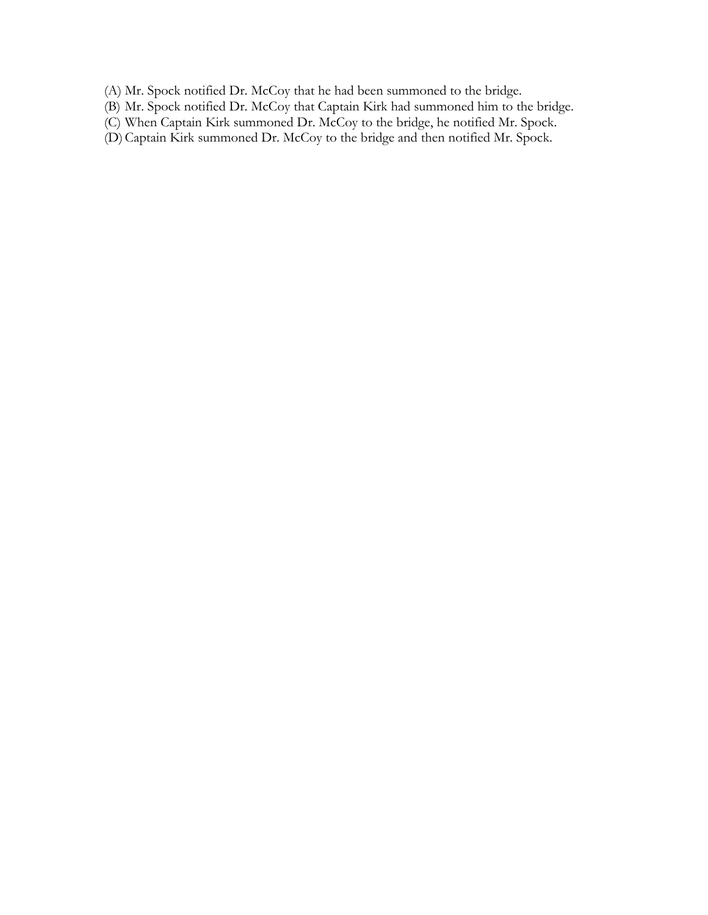(A) Mr. Spock notified Dr. McCoy that he had been summoned to the bridge.
(B) Mr. Spock notified Dr. McCoy that Captain Kirk had summoned him to the bridge.
(C) When Captain Kirk summoned Dr. McCoy to the bridge, he notified Mr. Spock.
(D) Captain Kirk summoned Dr. McCoy to the bridge and then notified Mr. Spock.